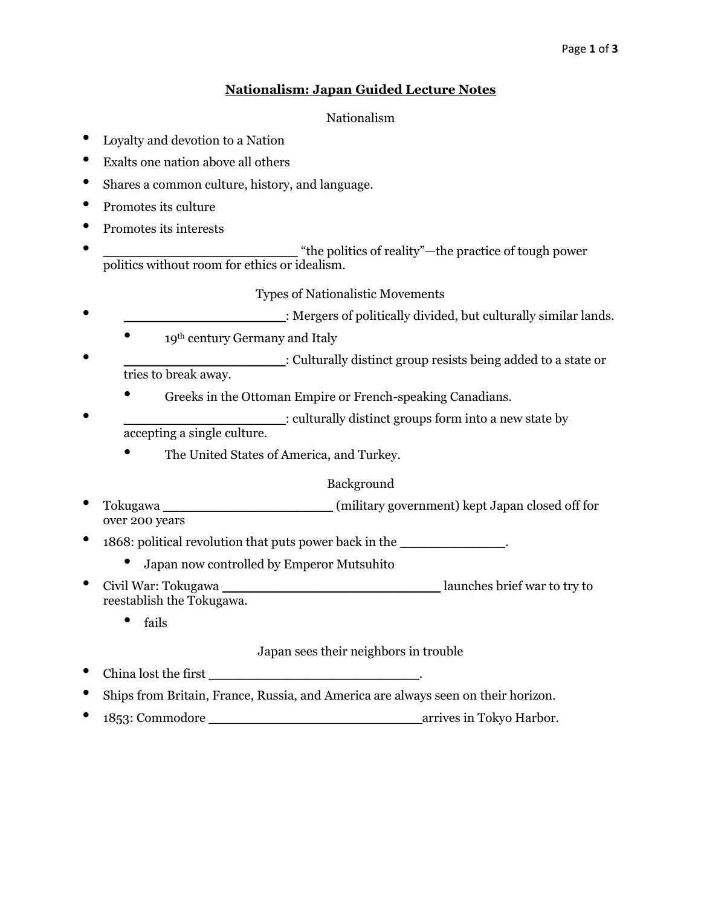# Nationalism: Japan Guided Lecture Notes

## Nationalism

- Loyalty and devotion to a Nation
- Exalts one nation above all others
- Shares a common culture, history, and language.
- Promotes its culture
- Promotes its interests
- ________________________ "the politics of reality"—the practice of tough power politics without room for ethics or idealism.

## Types of Nationalistic Movements

- ____________________: Mergers of politically divided, but culturally similar lands.
  - 19th century Germany and Italy
- ____________________: Culturally distinct group resists being added to a state or tries to break away.
  - Greeks in the Ottoman Empire or French-speaking Canadians.
- ____________________: culturally distinct groups form into a new state by accepting a single culture.
  - The United States of America, and Turkey.

## Background

- Tokugawa ____________________ (military government) kept Japan closed off for over 200 years
- 1868: political revolution that puts power back in the _____________.
  - Japan now controlled by Emperor Mutsuhito
- Civil War: Tokugawa ___________________________ launches brief war to try to reestablish the Tokugawa.
  - fails

## Japan sees their neighbors in trouble

- China lost the first ___________________________.
- Ships from Britain, France, Russia, and America are always seen on their horizon.
- 1853: Commodore ___________________________arrives in Tokyo Harbor.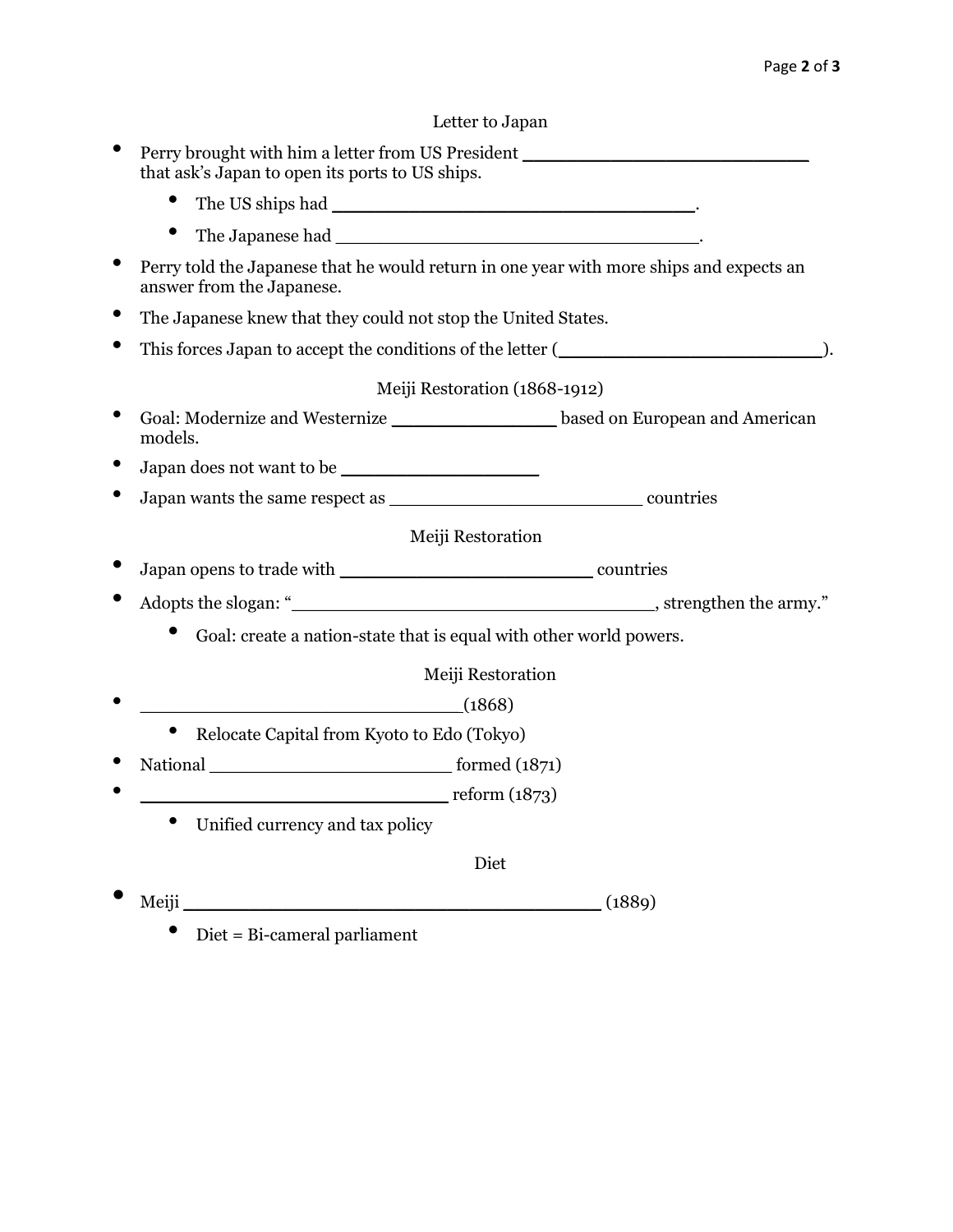## Letter to Japan

- Perry brought with him a letter from US President ___________________________ that ask's Japan to open its ports to US ships.
  - The US ships had _________________________________.
  - The Japanese had _________________________________.
- Perry told the Japanese that he would return in one year with more ships and expects an answer from the Japanese.
- The Japanese knew that they could not stop the United States.
- This forces Japan to accept the conditions of the letter (________________________).

## Meiji Restoration (1868-1912)

- Goal: Modernize and Westernize _______________ based on European and American models.
- Japan does not want to be __________________
- Japan wants the same respect as ________________________ countries

## Meiji Restoration

- Japan opens to trade with _______________________ countries
- Adopts the slogan: "_________________________________, strengthen the army."
  - Goal: create a nation-state that is equal with other world powers.

## Meiji Restoration

- ______________________________(1868)
  - Relocate Capital from Kyoto to Edo (Tokyo)
- National ______________________ formed (1871)
- _____________________________ reform (1873)
  - Unified currency and tax policy

## Diet

- Meiji _______________________________________ (1889)
  - Diet = Bi-cameral parliament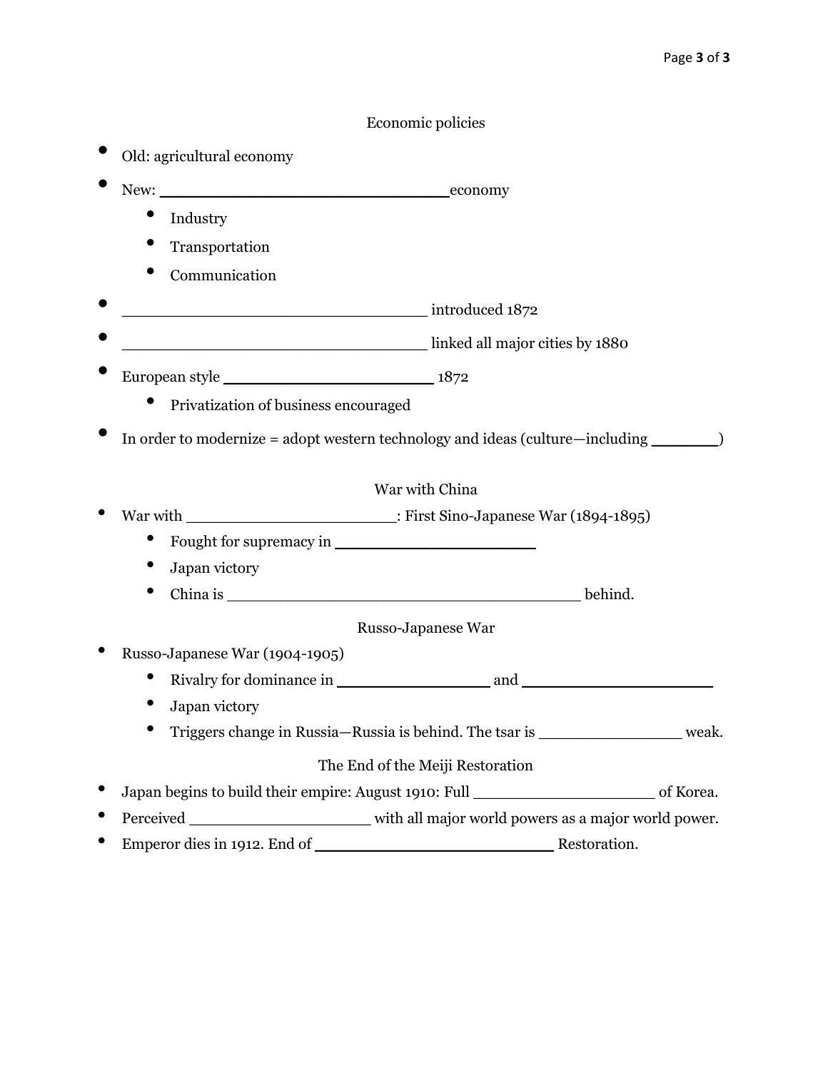## Economic policies

- Old: agricultural economy
- New: ______________________________economy
  - Industry
  - Transportation
  - Communication
- ________________________________ introduced 1872
- ________________________________ linked all major cities by 1880
- European style ______________________ 1872
  - Privatization of business encouraged
- In order to modernize = adopt western technology and ideas (culture—including _______)

## War with China

- War with _____________________: First Sino-Japanese War (1894-1895)
  - Fought for supremacy in _____________________
  - Japan victory
  - China is _____________________________________ behind.

## Russo-Japanese War

- Russo-Japanese War (1904-1905)
  - Rivalry for dominance in ________________ and ____________________
  - Japan victory
  - Triggers change in Russia—Russia is behind. The tsar is _______________ weak.

## The End of the Meiji Restoration

- Japan begins to build their empire: August 1910: Full ___________________ of Korea.
- Perceived ___________________ with all major world powers as a major world power.
- Emperor dies in 1912. End of _________________________ Restoration.